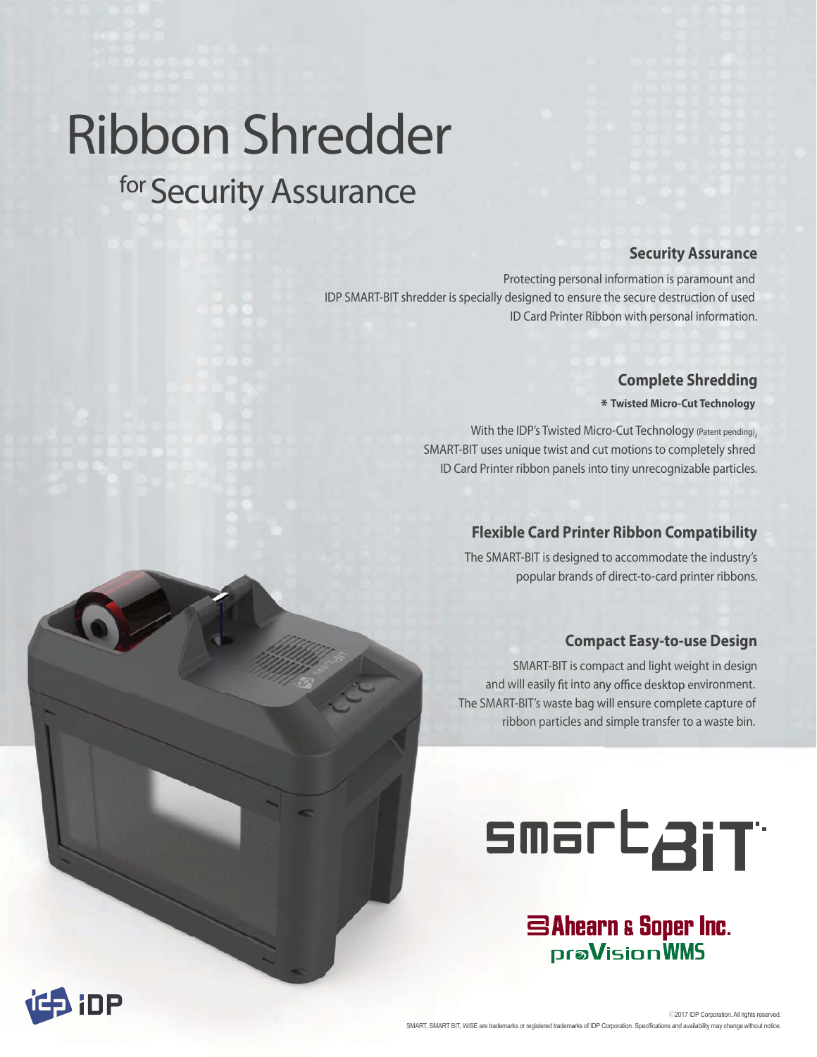# Ribbon Shredder

## for Security Assurance

### Security Assurance

Protecting personal information is paramount and IDP SMART-BIT shredder is specially designed to ensure the secure destruction of used ID Card Printer Ribbon with personal information.

### Complete Shredding

**\* Twisted Micro-Cut Technology**

With the IDP's Twisted Micro-Cut Technology (Patent pending), SMART-BIT uses unique twist and cut motions to completely shred ID Card Printer ribbon panels into tiny unrecognizable particles.

### Flexible Card Printer Ribbon Compatibility

The SMART-BIT is designed to accommodate the industry's popular brands of direct-to-card printer ribbons.

### Compact Easy-to-use Design

SMART-BIT is compact and light weight in design and will easily fit into any office desktop environment. The SMART-BIT's waste bag will ensure complete capture of ribbon particles and simple transfer to a waste bin.

smartBiT

Ahearn & Soper Inc.
proVision WMS

iDP

©2017 IDP Corporation. All rights reserved.
SMART, SMART BIT, WiSE are trademarks or registered trademarks of IDP Corporation. Specifications and availability may change without notice.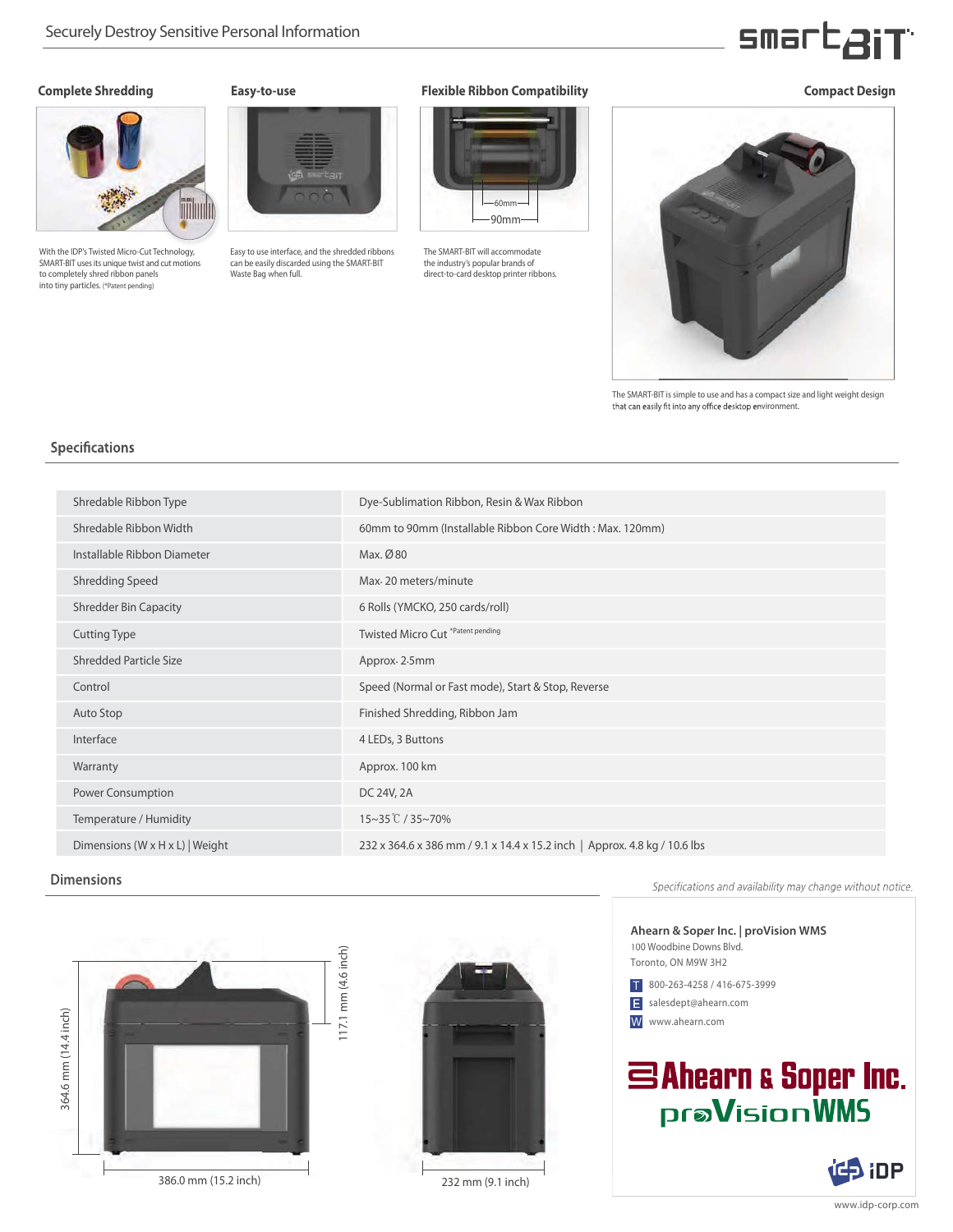Securely Destroy Sensitive Personal Information

smartBIT

### Complete Shredding

With the IDP's Twisted Micro-Cut Technology, SMART-BIT uses its unique twist and cut motions to completely shred ribbon panels into tiny particles. (*Patent pending)

### Easy-to-use

Easy to use interface, and the shredded ribbons can be easily discarded using the SMART-BIT Waste Bag when full.

### Flexible Ribbon Compatibility

60mm
90mm

The SMART-BIT will accommodate the industry's popular brands of direct-to-card desktop printer ribbons.

### Compact Design

The SMART-BIT is simple to use and has a compact size and light weight design that can easily fit into any office desktop environment.

## Specifications

| | |
|---|---|
| Shredable Ribbon Type | Dye-Sublimation Ribbon, Resin & Wax Ribbon |
| Shredable Ribbon Width | 60mm to 90mm (Installable Ribbon Core Width : Max. 120mm) |
| Installable Ribbon Diameter | Max. Ø80 |
| Shredding Speed | Max. 20 meters/minute |
| Shredder Bin Capacity | 6 Rolls (YMCKO, 250 cards/roll) |
| Cutting Type | Twisted Micro Cut *Patent pending |
| Shredded Particle Size | Approx. 2.5mm |
| Control | Speed (Normal or Fast mode), Start & Stop, Reverse |
| Auto Stop | Finished Shredding, Ribbon Jam |
| Interface | 4 LEDs, 3 Buttons |
| Warranty | Approx. 100 km |
| Power Consumption | DC 24V, 2A |
| Temperature / Humidity | 15~35℃ / 35~70% |
| Dimensions (W x H x L) \| Weight | 232 x 364.6 x 386 mm / 9.1 x 14.4 x 15.2 inch \| Approx. 4.8 kg / 10.6 lbs |

## Dimensions

364.6 mm (14.4 inch)

117.1 mm (4.6 inch)

386.0 mm (15.2 inch)

232 mm (9.1 inch)

*Specifications and availability may change without notice.*

**Ahearn & Soper Inc. | proVision WMS**
100 Woodbine Downs Blvd.
Toronto, ON M9W 3H2

T 800-263-4258 / 416-675-3999
E salesdept@ahearn.com
W www.ahearn.com

Ahearn & Soper Inc.
proVision WMS

iDP

www.idp-corp.com